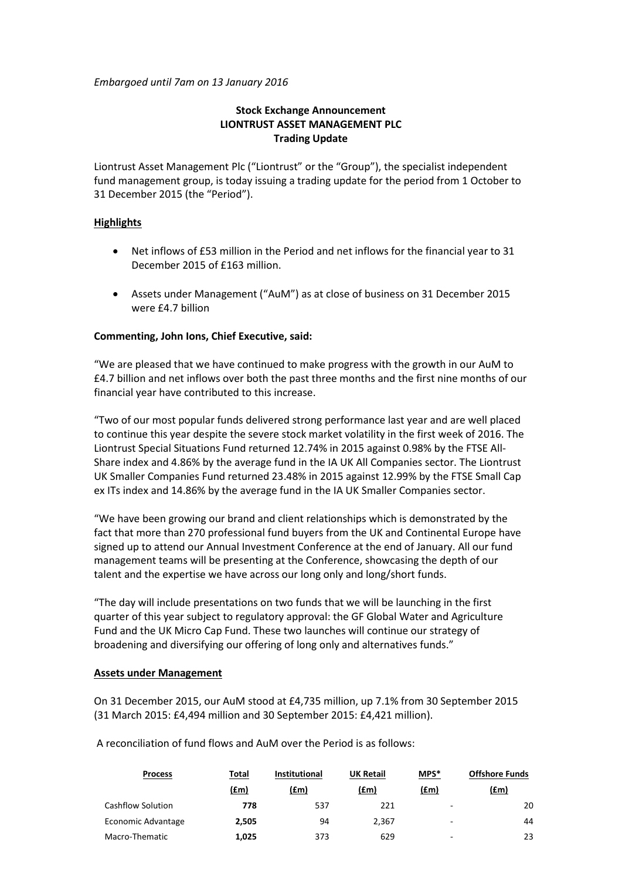*Embargoed until 7am on 13 January 2016*

**Stock Exchange Announcement**
**LIONTRUST ASSET MANAGEMENT PLC**
**Trading Update**

Liontrust Asset Management Plc ("Liontrust" or the "Group"), the specialist independent fund management group, is today issuing a trading update for the period from 1 October to 31 December 2015 (the "Period").

## Highlights

- Net inflows of £53 million in the Period and net inflows for the financial year to 31 December 2015 of £163 million.
- Assets under Management ("AuM") as at close of business on 31 December 2015 were £4.7 billion

**Commenting, John Ions, Chief Executive, said:**

"We are pleased that we have continued to make progress with the growth in our AuM to £4.7 billion and net inflows over both the past three months and the first nine months of our financial year have contributed to this increase.

"Two of our most popular funds delivered strong performance last year and are well placed to continue this year despite the severe stock market volatility in the first week of 2016. The Liontrust Special Situations Fund returned 12.74% in 2015 against 0.98% by the FTSE All-Share index and 4.86% by the average fund in the IA UK All Companies sector. The Liontrust UK Smaller Companies Fund returned 23.48% in 2015 against 12.99% by the FTSE Small Cap ex ITs index and 14.86% by the average fund in the IA UK Smaller Companies sector.

"We have been growing our brand and client relationships which is demonstrated by the fact that more than 270 professional fund buyers from the UK and Continental Europe have signed up to attend our Annual Investment Conference at the end of January. All our fund management teams will be presenting at the Conference, showcasing the depth of our talent and the expertise we have across our long only and long/short funds.

"The day will include presentations on two funds that we will be launching in the first quarter of this year subject to regulatory approval: the GF Global Water and Agriculture Fund and the UK Micro Cap Fund. These two launches will continue our strategy of broadening and diversifying our offering of long only and alternatives funds."

## Assets under Management

On 31 December 2015, our AuM stood at £4,735 million, up 7.1% from 30 September 2015 (31 March 2015: £4,494 million and 30 September 2015: £4,421 million).

A reconciliation of fund flows and AuM over the Period is as follows:

| Process | Total (£m) | Institutional (£m) | UK Retail (£m) | MPS* (£m) | Offshore Funds (£m) |
|---|---|---|---|---|---|
| Cashflow Solution | **778** | 537 | 221 | - | 20 |
| Economic Advantage | **2,505** | 94 | 2,367 | - | 44 |
| Macro-Thematic | **1,025** | 373 | 629 | - | 23 |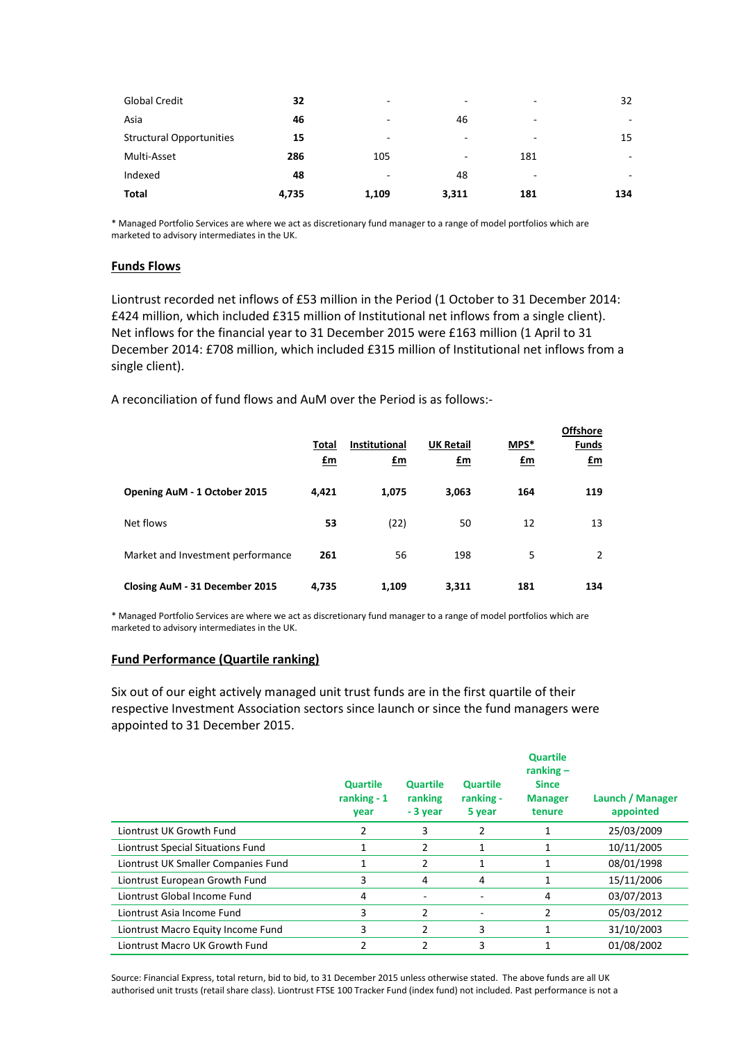| | | | | | |
|---|---|---|---|---|---|
| Global Credit | **32** | - | - | - | 32 |
| Asia | **46** | - | 46 | - | - |
| Structural Opportunities | **15** | - | - | - | 15 |
| Multi-Asset | **286** | 105 | - | 181 | - |
| Indexed | **48** | - | 48 | - | - |
| **Total** | **4,735** | **1,109** | **3,311** | **181** | **134** |

* Managed Portfolio Services are where we act as discretionary fund manager to a range of model portfolios which are marketed to advisory intermediates in the UK.

## Funds Flows

Liontrust recorded net inflows of £53 million in the Period (1 October to 31 December 2014: £424 million, which included £315 million of Institutional net inflows from a single client). Net inflows for the financial year to 31 December 2015 were £163 million (1 April to 31 December 2014: £708 million, which included £315 million of Institutional net inflows from a single client).

A reconciliation of fund flows and AuM over the Period is as follows:-

| | Total £m | Institutional £m | UK Retail £m | MPS* £m | Offshore Funds £m |
|---|---|---|---|---|---|
| **Opening AuM - 1 October 2015** | **4,421** | **1,075** | **3,063** | **164** | **119** |
| Net flows | **53** | (22) | 50 | 12 | 13 |
| Market and Investment performance | **261** | 56 | 198 | 5 | 2 |
| **Closing AuM - 31 December 2015** | **4,735** | **1,109** | **3,311** | **181** | **134** |

* Managed Portfolio Services are where we act as discretionary fund manager to a range of model portfolios which are marketed to advisory intermediates in the UK.

## Fund Performance (Quartile ranking)

Six out of our eight actively managed unit trust funds are in the first quartile of their respective Investment Association sectors since launch or since the fund managers were appointed to 31 December 2015.

| | Quartile ranking - 1 year | Quartile ranking - 3 year | Quartile ranking - 5 year | Quartile ranking – Since Manager tenure | Launch / Manager appointed |
|---|---|---|---|---|---|
| Liontrust UK Growth Fund | 2 | 3 | 2 | 1 | 25/03/2009 |
| Liontrust Special Situations Fund | 1 | 2 | 1 | 1 | 10/11/2005 |
| Liontrust UK Smaller Companies Fund | 1 | 2 | 1 | 1 | 08/01/1998 |
| Liontrust European Growth Fund | 3 | 4 | 4 | 1 | 15/11/2006 |
| Liontrust Global Income Fund | 4 | - | - | 4 | 03/07/2013 |
| Liontrust Asia Income Fund | 3 | 2 | - | 2 | 05/03/2012 |
| Liontrust Macro Equity Income Fund | 3 | 2 | 3 | 1 | 31/10/2003 |
| Liontrust Macro UK Growth Fund | 2 | 2 | 3 | 1 | 01/08/2002 |

Source: Financial Express, total return, bid to bid, to 31 December 2015 unless otherwise stated. The above funds are all UK authorised unit trusts (retail share class). Liontrust FTSE 100 Tracker Fund (index fund) not included. Past performance is not a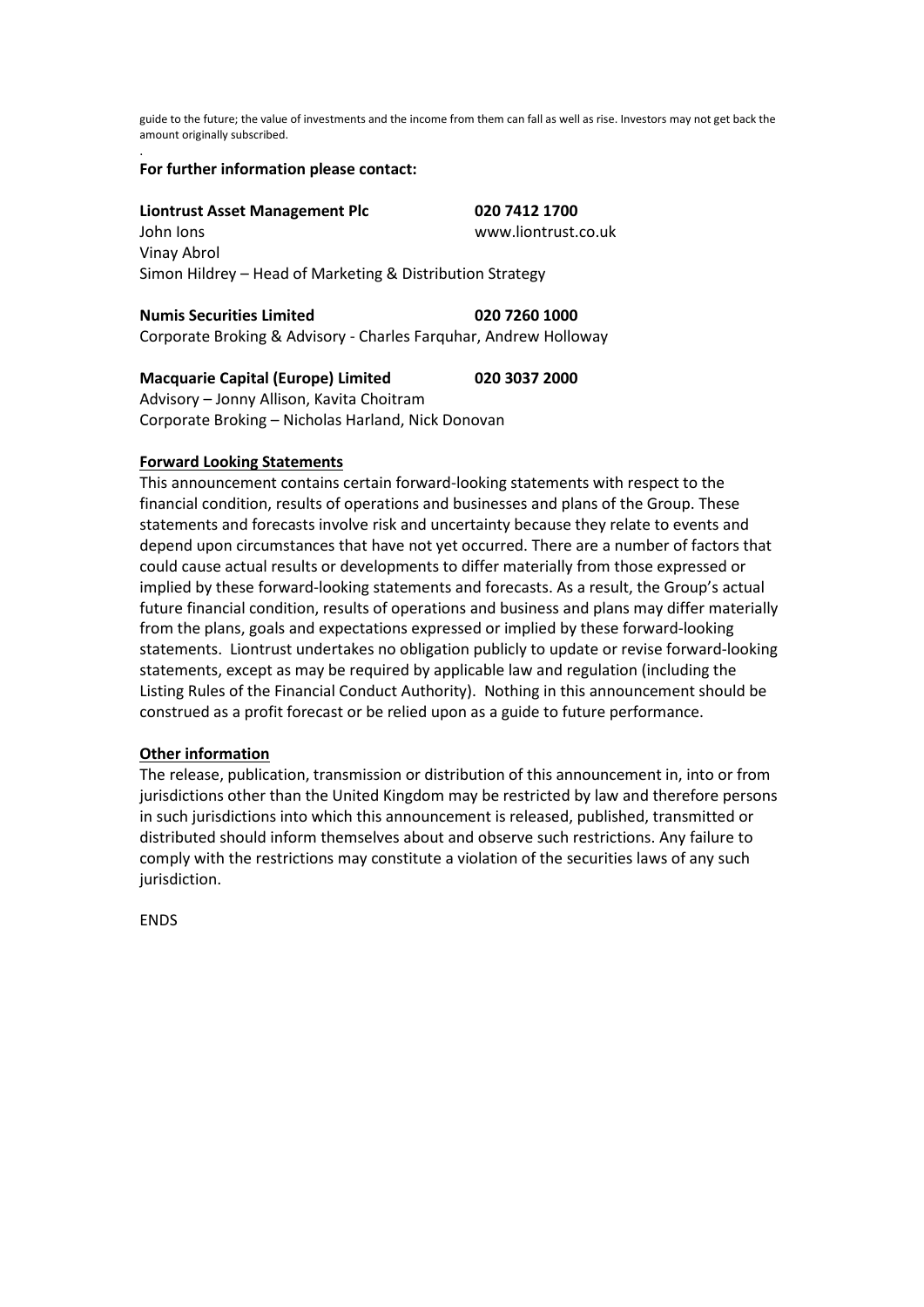guide to the future; the value of investments and the income from them can fall as well as rise. Investors may not get back the amount originally subscribed.

.

**For further information please contact:**

**Liontrust Asset Management Plc** **020 7412 1700**
John Ions www.liontrust.co.uk
Vinay Abrol
Simon Hildrey – Head of Marketing & Distribution Strategy

**Numis Securities Limited** **020 7260 1000**
Corporate Broking & Advisory - Charles Farquhar, Andrew Holloway

**Macquarie Capital (Europe) Limited** **020 3037 2000**
Advisory – Jonny Allison, Kavita Choitram
Corporate Broking – Nicholas Harland, Nick Donovan

**Forward Looking Statements**

This announcement contains certain forward-looking statements with respect to the financial condition, results of operations and businesses and plans of the Group. These statements and forecasts involve risk and uncertainty because they relate to events and depend upon circumstances that have not yet occurred. There are a number of factors that could cause actual results or developments to differ materially from those expressed or implied by these forward-looking statements and forecasts. As a result, the Group's actual future financial condition, results of operations and business and plans may differ materially from the plans, goals and expectations expressed or implied by these forward-looking statements. Liontrust undertakes no obligation publicly to update or revise forward-looking statements, except as may be required by applicable law and regulation (including the Listing Rules of the Financial Conduct Authority). Nothing in this announcement should be construed as a profit forecast or be relied upon as a guide to future performance.

**Other information**

The release, publication, transmission or distribution of this announcement in, into or from jurisdictions other than the United Kingdom may be restricted by law and therefore persons in such jurisdictions into which this announcement is released, published, transmitted or distributed should inform themselves about and observe such restrictions. Any failure to comply with the restrictions may constitute a violation of the securities laws of any such jurisdiction.

ENDS